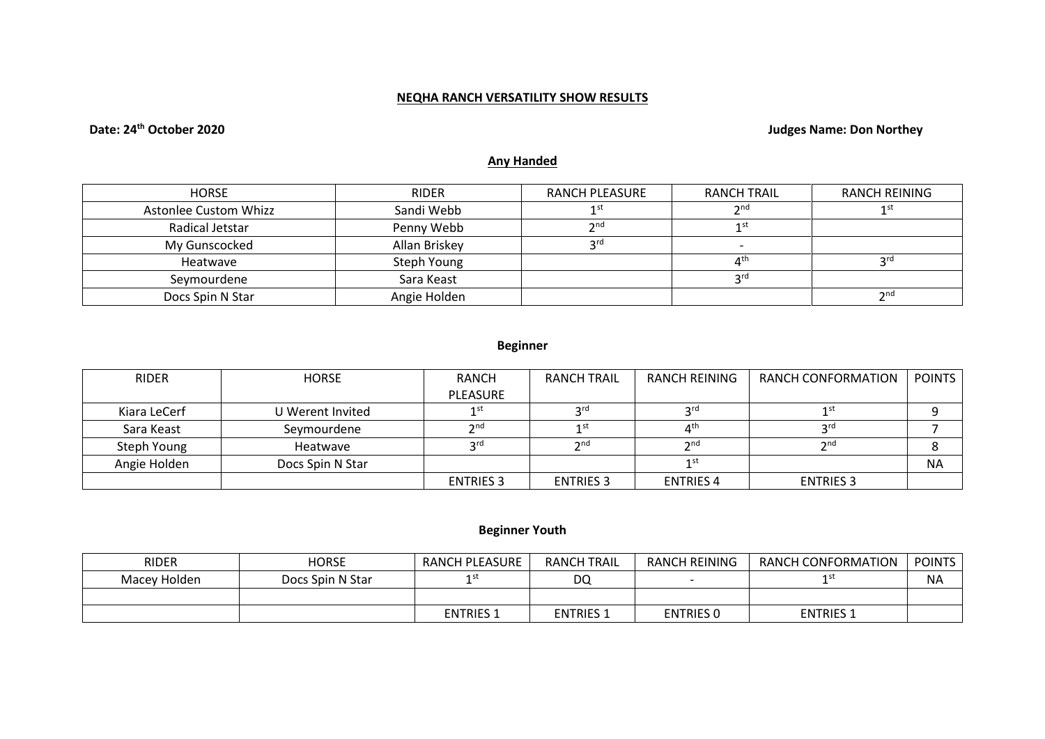# NEQHA RANCH VERSATILITY SHOW RESULTS

**Date: 24th October 2020** **Judges Name: Don Northey**

## Any Handed

| HORSE | RIDER | RANCH PLEASURE | RANCH TRAIL | RANCH REINING |
|---|---|---|---|---|
| Astonlee Custom Whizz | Sandi Webb | 1st | 2nd | 1st |
| Radical Jetstar | Penny Webb | 2nd | 1st | |
| My Gunscocked | Allan Briskey | 3rd | - | |
| Heatwave | Steph Young | | 4th | 3rd |
| Seymourdene | Sara Keast | | 3rd | |
| Docs Spin N Star | Angie Holden | | | 2nd |

## Beginner

| RIDER | HORSE | RANCH PLEASURE | RANCH TRAIL | RANCH REINING | RANCH CONFORMATION | POINTS |
|---|---|---|---|---|---|---|
| Kiara LeCerf | U Werent Invited | 1st | 3rd | 3rd | 1st | 9 |
| Sara Keast | Seymourdene | 2nd | 1st | 4th | 3rd | 7 |
| Steph Young | Heatwave | 3rd | 2nd | 2nd | 2nd | 8 |
| Angie Holden | Docs Spin N Star | | | 1st | | NA |
| | | ENTRIES 3 | ENTRIES 3 | ENTRIES 4 | ENTRIES 3 | |

## Beginner Youth

| RIDER | HORSE | RANCH PLEASURE | RANCH TRAIL | RANCH REINING | RANCH CONFORMATION | POINTS |
|---|---|---|---|---|---|---|
| Macey Holden | Docs Spin N Star | 1st | DQ | - | 1st | NA |
| | | | | | | |
| | | ENTRIES 1 | ENTRIES 1 | ENTRIES 0 | ENTRIES 1 | |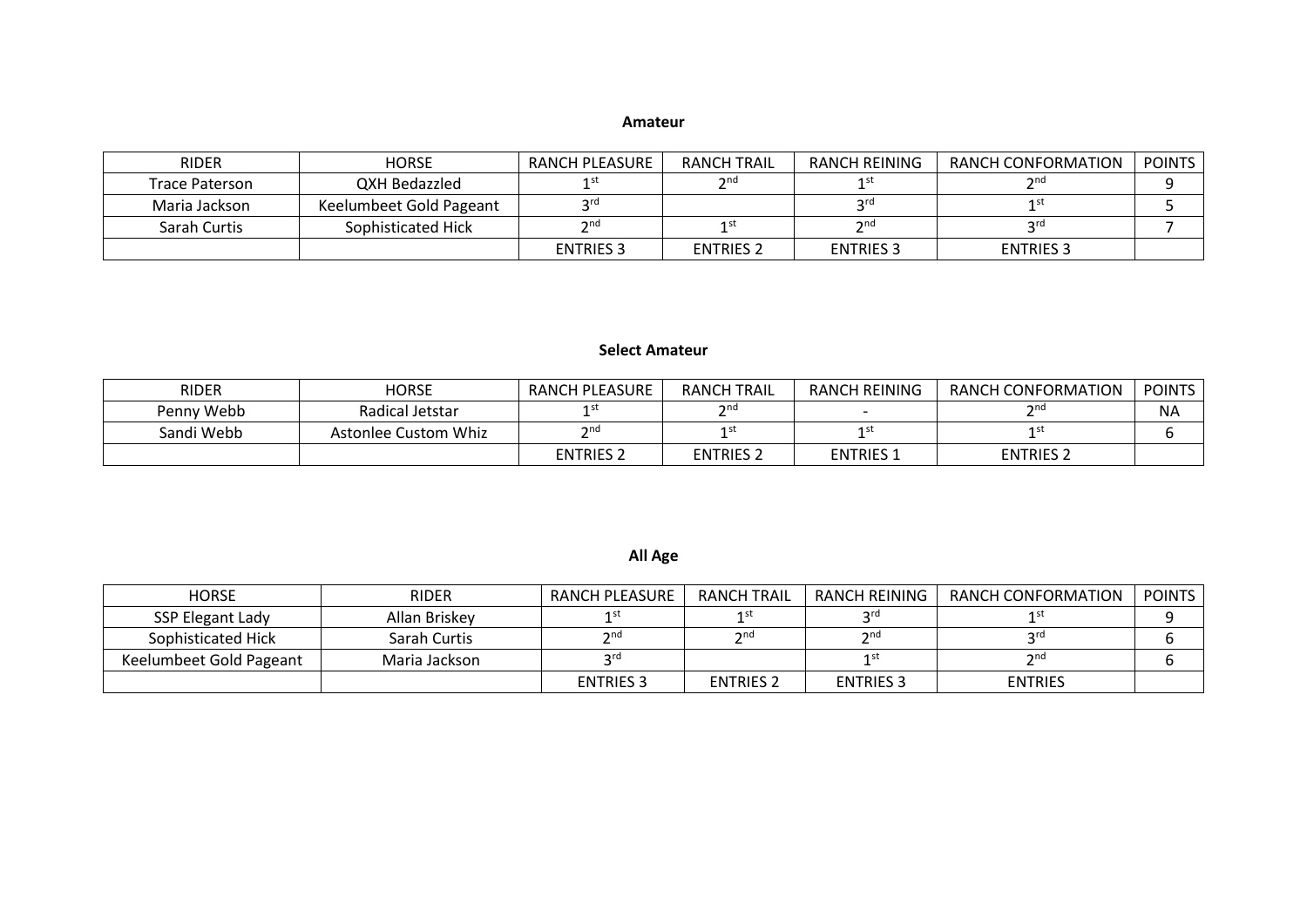**Amateur**

| RIDER | HORSE | RANCH PLEASURE | RANCH TRAIL | RANCH REINING | RANCH CONFORMATION | POINTS |
|---|---|---|---|---|---|---|
| Trace Paterson | QXH Bedazzled | 1st | 2nd | 1st | 2nd | 9 |
| Maria Jackson | Keelumbeet Gold Pageant | 3rd | | 3rd | 1st | 5 |
| Sarah Curtis | Sophisticated Hick | 2nd | 1st | 2nd | 3rd | 7 |
| | | ENTRIES 3 | ENTRIES 2 | ENTRIES 3 | ENTRIES 3 | |

**Select Amateur**

| RIDER | HORSE | RANCH PLEASURE | RANCH TRAIL | RANCH REINING | RANCH CONFORMATION | POINTS |
|---|---|---|---|---|---|---|
| Penny Webb | Radical Jetstar | 1st | 2nd | - | 2nd | NA |
| Sandi Webb | Astonlee Custom Whiz | 2nd | 1st | 1st | 1st | 6 |
| | | ENTRIES 2 | ENTRIES 2 | ENTRIES 1 | ENTRIES 2 | |

**All Age**

| HORSE | RIDER | RANCH PLEASURE | RANCH TRAIL | RANCH REINING | RANCH CONFORMATION | POINTS |
|---|---|---|---|---|---|---|
| SSP Elegant Lady | Allan Briskey | 1st | 1st | 3rd | 1st | 9 |
| Sophisticated Hick | Sarah Curtis | 2nd | 2nd | 2nd | 3rd | 6 |
| Keelumbeet Gold Pageant | Maria Jackson | 3rd | | 1st | 2nd | 6 |
| | | ENTRIES 3 | ENTRIES 2 | ENTRIES 3 | ENTRIES | |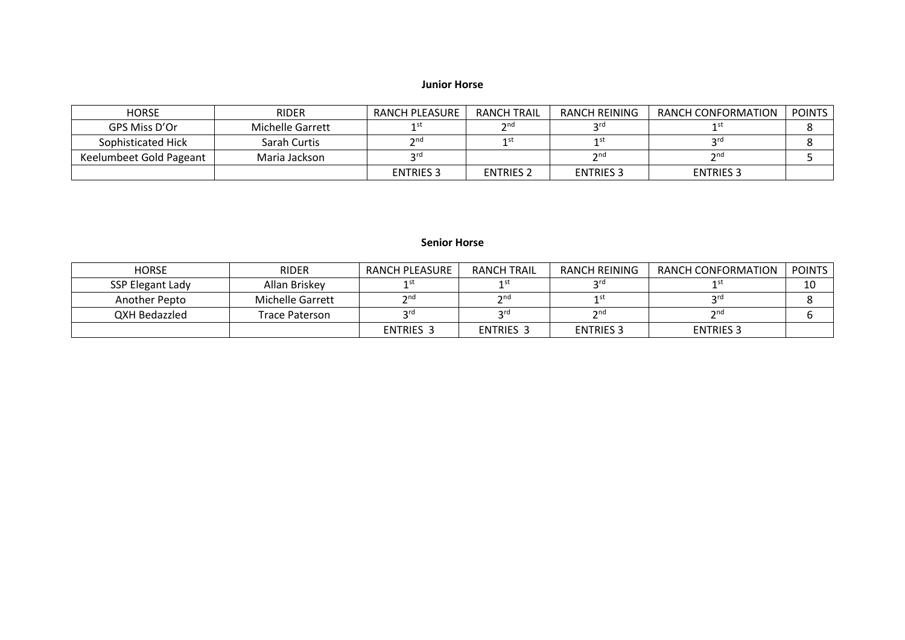**Junior Horse**

| HORSE | RIDER | RANCH PLEASURE | RANCH TRAIL | RANCH REINING | RANCH CONFORMATION | POINTS |
|---|---|---|---|---|---|---|
| GPS Miss D'Or | Michelle Garrett | 1st | 2nd | 3rd | 1st | 8 |
| Sophisticated Hick | Sarah Curtis | 2nd | 1st | 1st | 3rd | 8 |
| Keelumbeet Gold Pageant | Maria Jackson | 3rd | | 2nd | 2nd | 5 |
| | | ENTRIES 3 | ENTRIES 2 | ENTRIES 3 | ENTRIES 3 | |

**Senior Horse**

| HORSE | RIDER | RANCH PLEASURE | RANCH TRAIL | RANCH REINING | RANCH CONFORMATION | POINTS |
|---|---|---|---|---|---|---|
| SSP Elegant Lady | Allan Briskey | 1st | 1st | 3rd | 1st | 10 |
| Another Pepto | Michelle Garrett | 2nd | 2nd | 1st | 3rd | 8 |
| QXH Bedazzled | Trace Paterson | 3rd | 3rd | 2nd | 2nd | 6 |
| | | ENTRIES 3 | ENTRIES 3 | ENTRIES 3 | ENTRIES 3 | |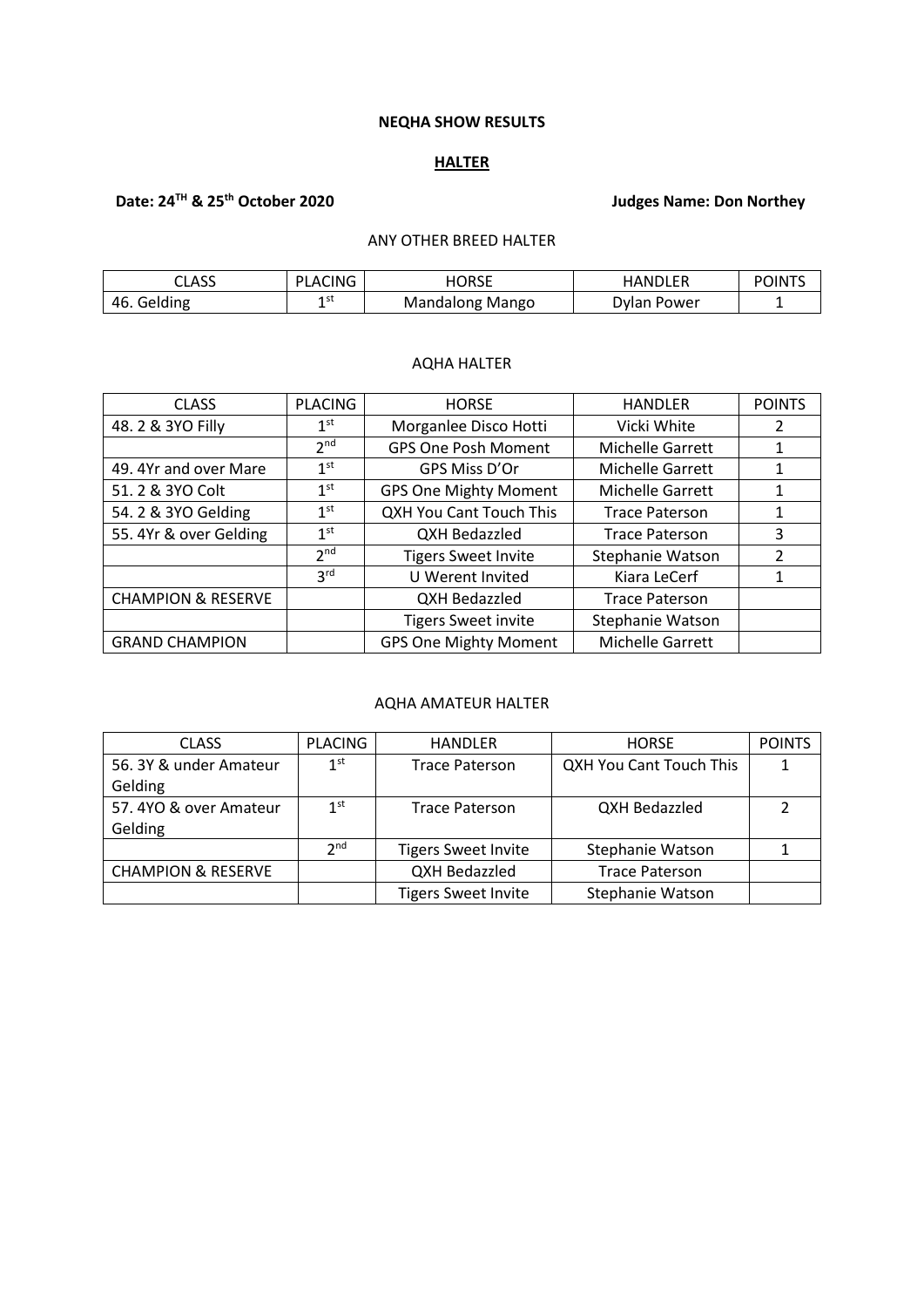**NEQHA SHOW RESULTS**

**HALTER**

**Date: 24TH & 25th October 2020** **Judges Name: Don Northey**

ANY OTHER BREED HALTER

| CLASS | PLACING | HORSE | HANDLER | POINTS |
|---|---|---|---|---|
| 46. Gelding | 1st | Mandalong Mango | Dylan Power | 1 |

AQHA HALTER

| CLASS | PLACING | HORSE | HANDLER | POINTS |
|---|---|---|---|---|
| 48. 2 & 3YO Filly | 1st | Morganlee Disco Hotti | Vicki White | 2 |
| | 2nd | GPS One Posh Moment | Michelle Garrett | 1 |
| 49. 4Yr and over Mare | 1st | GPS Miss D'Or | Michelle Garrett | 1 |
| 51. 2 & 3YO Colt | 1st | GPS One Mighty Moment | Michelle Garrett | 1 |
| 54. 2 & 3YO Gelding | 1st | QXH You Cant Touch This | Trace Paterson | 1 |
| 55. 4Yr & over Gelding | 1st | QXH Bedazzled | Trace Paterson | 3 |
| | 2nd | Tigers Sweet Invite | Stephanie Watson | 2 |
| | 3rd | U Werent Invited | Kiara LeCerf | 1 |
| CHAMPION & RESERVE | | QXH Bedazzled | Trace Paterson | |
| | | Tigers Sweet invite | Stephanie Watson | |
| GRAND CHAMPION | | GPS One Mighty Moment | Michelle Garrett | |

AQHA AMATEUR HALTER

| CLASS | PLACING | HANDLER | HORSE | POINTS |
|---|---|---|---|---|
| 56. 3Y & under Amateur Gelding | 1st | Trace Paterson | QXH You Cant Touch This | 1 |
| 57. 4YO & over Amateur Gelding | 1st | Trace Paterson | QXH Bedazzled | 2 |
| | 2nd | Tigers Sweet Invite | Stephanie Watson | 1 |
| CHAMPION & RESERVE | | QXH Bedazzled | Trace Paterson | |
| | | Tigers Sweet Invite | Stephanie Watson | |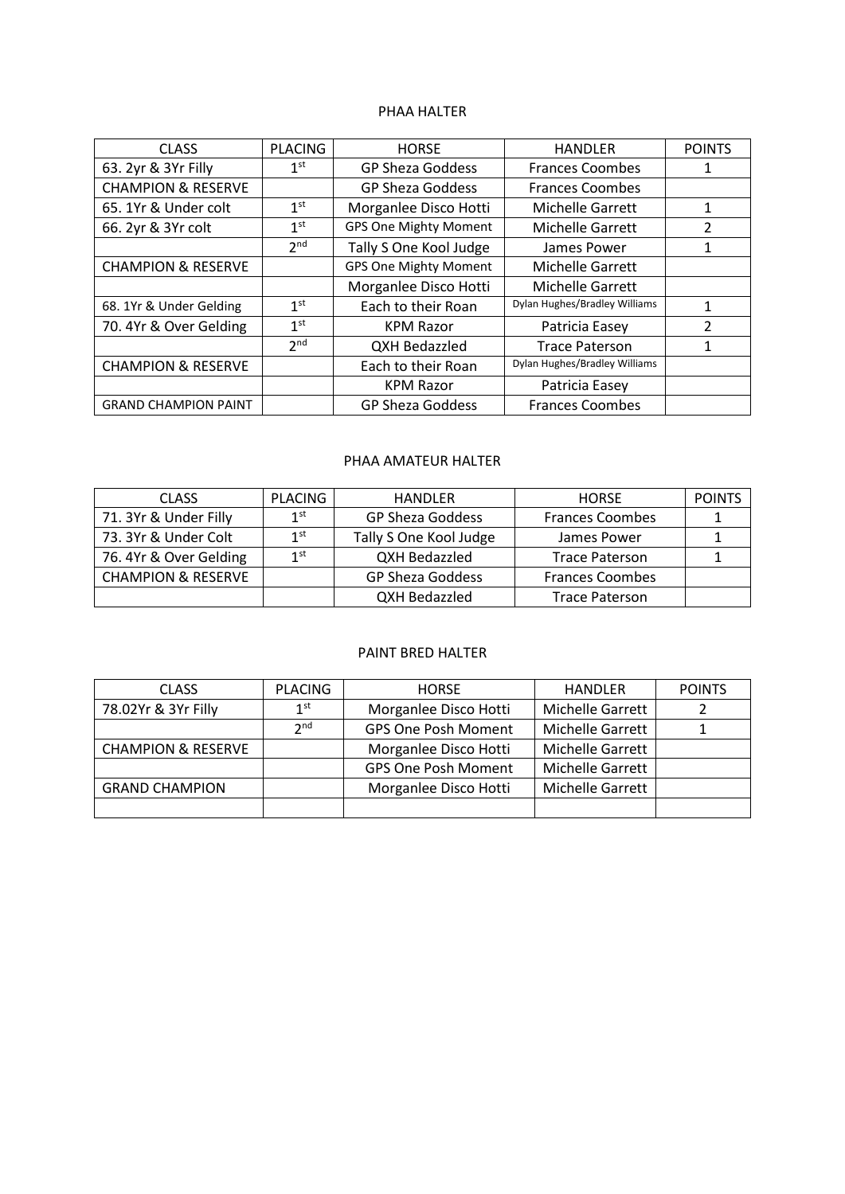PHAA HALTER

| CLASS | PLACING | HORSE | HANDLER | POINTS |
|---|---|---|---|---|
| 63. 2yr & 3Yr Filly | 1st | GP Sheza Goddess | Frances Coombes | 1 |
| CHAMPION & RESERVE | | GP Sheza Goddess | Frances Coombes | |
| 65. 1Yr & Under colt | 1st | Morganlee Disco Hotti | Michelle Garrett | 1 |
| 66. 2yr & 3Yr colt | 1st | GPS One Mighty Moment | Michelle Garrett | 2 |
| | 2nd | Tally S One Kool Judge | James Power | 1 |
| CHAMPION & RESERVE | | GPS One Mighty Moment | Michelle Garrett | |
| | | Morganlee Disco Hotti | Michelle Garrett | |
| 68. 1Yr & Under Gelding | 1st | Each to their Roan | Dylan Hughes/Bradley Williams | 1 |
| 70. 4Yr & Over Gelding | 1st | KPM Razor | Patricia Easey | 2 |
| | 2nd | QXH Bedazzled | Trace Paterson | 1 |
| CHAMPION & RESERVE | | Each to their Roan | Dylan Hughes/Bradley Williams | |
| | | KPM Razor | Patricia Easey | |
| GRAND CHAMPION PAINT | | GP Sheza Goddess | Frances Coombes | |

PHAA AMATEUR HALTER

| CLASS | PLACING | HANDLER | HORSE | POINTS |
|---|---|---|---|---|
| 71. 3Yr & Under Filly | 1st | GP Sheza Goddess | Frances Coombes | 1 |
| 73. 3Yr & Under Colt | 1st | Tally S One Kool Judge | James Power | 1 |
| 76. 4Yr & Over Gelding | 1st | QXH Bedazzled | Trace Paterson | 1 |
| CHAMPION & RESERVE | | GP Sheza Goddess | Frances Coombes | |
| | | QXH Bedazzled | Trace Paterson | |

PAINT BRED HALTER

| CLASS | PLACING | HORSE | HANDLER | POINTS |
|---|---|---|---|---|
| 78.02Yr & 3Yr Filly | 1st | Morganlee Disco Hotti | Michelle Garrett | 2 |
| | 2nd | GPS One Posh Moment | Michelle Garrett | 1 |
| CHAMPION & RESERVE | | Morganlee Disco Hotti | Michelle Garrett | |
| | | GPS One Posh Moment | Michelle Garrett | |
| GRAND CHAMPION | | Morganlee Disco Hotti | Michelle Garrett | |
| | | | | |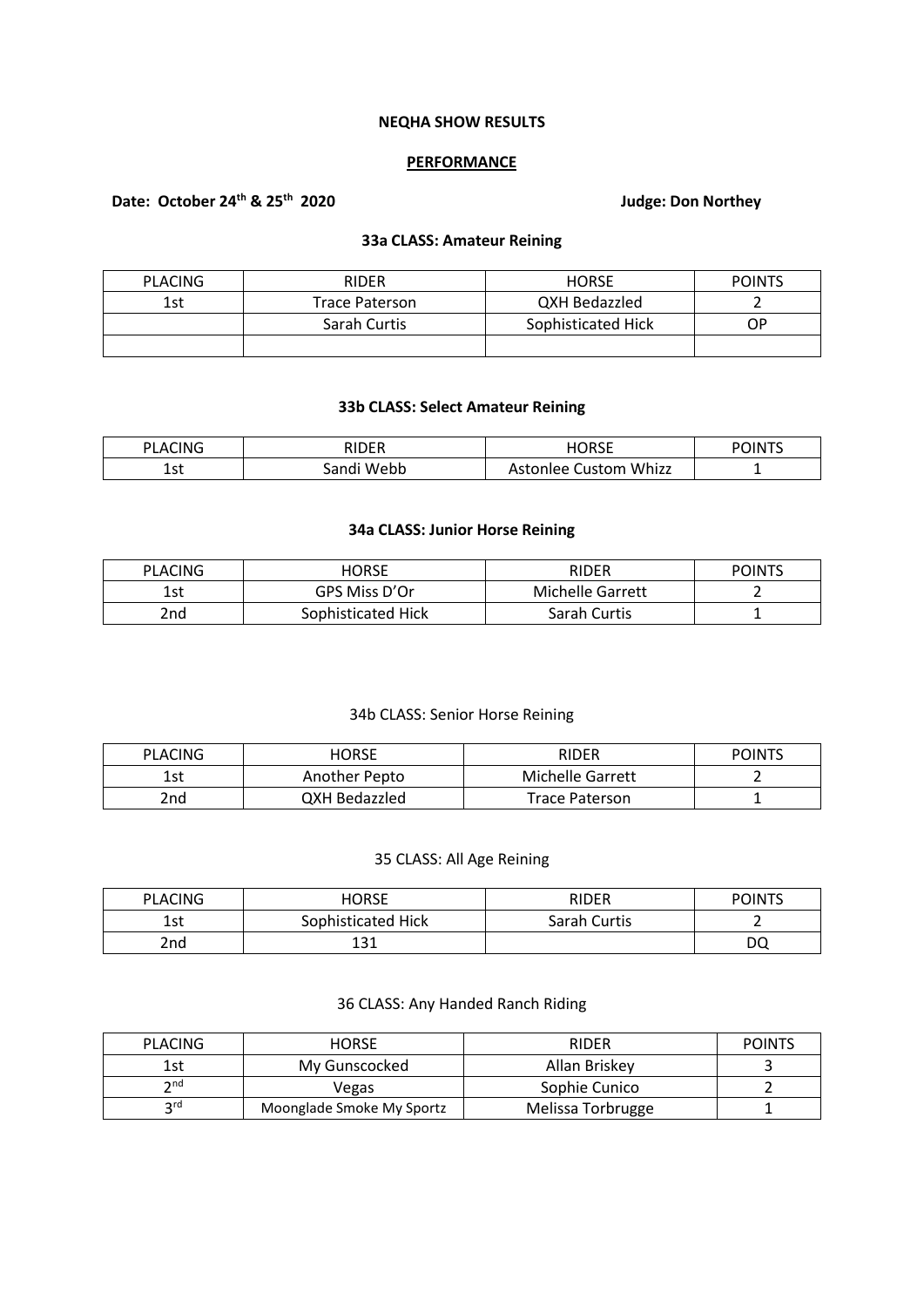**NEQHA SHOW RESULTS**

**PERFORMANCE**

**Date: October 24th & 25th 2020** **Judge: Don Northey**

**33a CLASS: Amateur Reining**

| PLACING | RIDER | HORSE | POINTS |
|---|---|---|---|
| 1st | Trace Paterson | QXH Bedazzled | 2 |
| | Sarah Curtis | Sophisticated Hick | OP |
| | | | |

**33b CLASS: Select Amateur Reining**

| PLACING | RIDER | HORSE | POINTS |
|---|---|---|---|
| 1st | Sandi Webb | Astonlee Custom Whizz | 1 |

**34a CLASS: Junior Horse Reining**

| PLACING | HORSE | RIDER | POINTS |
|---|---|---|---|
| 1st | GPS Miss D'Or | Michelle Garrett | 2 |
| 2nd | Sophisticated Hick | Sarah Curtis | 1 |

34b CLASS: Senior Horse Reining

| PLACING | HORSE | RIDER | POINTS |
|---|---|---|---|
| 1st | Another Pepto | Michelle Garrett | 2 |
| 2nd | QXH Bedazzled | Trace Paterson | 1 |

35 CLASS: All Age Reining

| PLACING | HORSE | RIDER | POINTS |
|---|---|---|---|
| 1st | Sophisticated Hick | Sarah Curtis | 2 |
| 2nd | 131 | | DQ |

36 CLASS: Any Handed Ranch Riding

| PLACING | HORSE | RIDER | POINTS |
|---|---|---|---|
| 1st | My Gunscocked | Allan Briskey | 3 |
| 2nd | Vegas | Sophie Cunico | 2 |
| 3rd | Moonglade Smoke My Sportz | Melissa Torbrugge | 1 |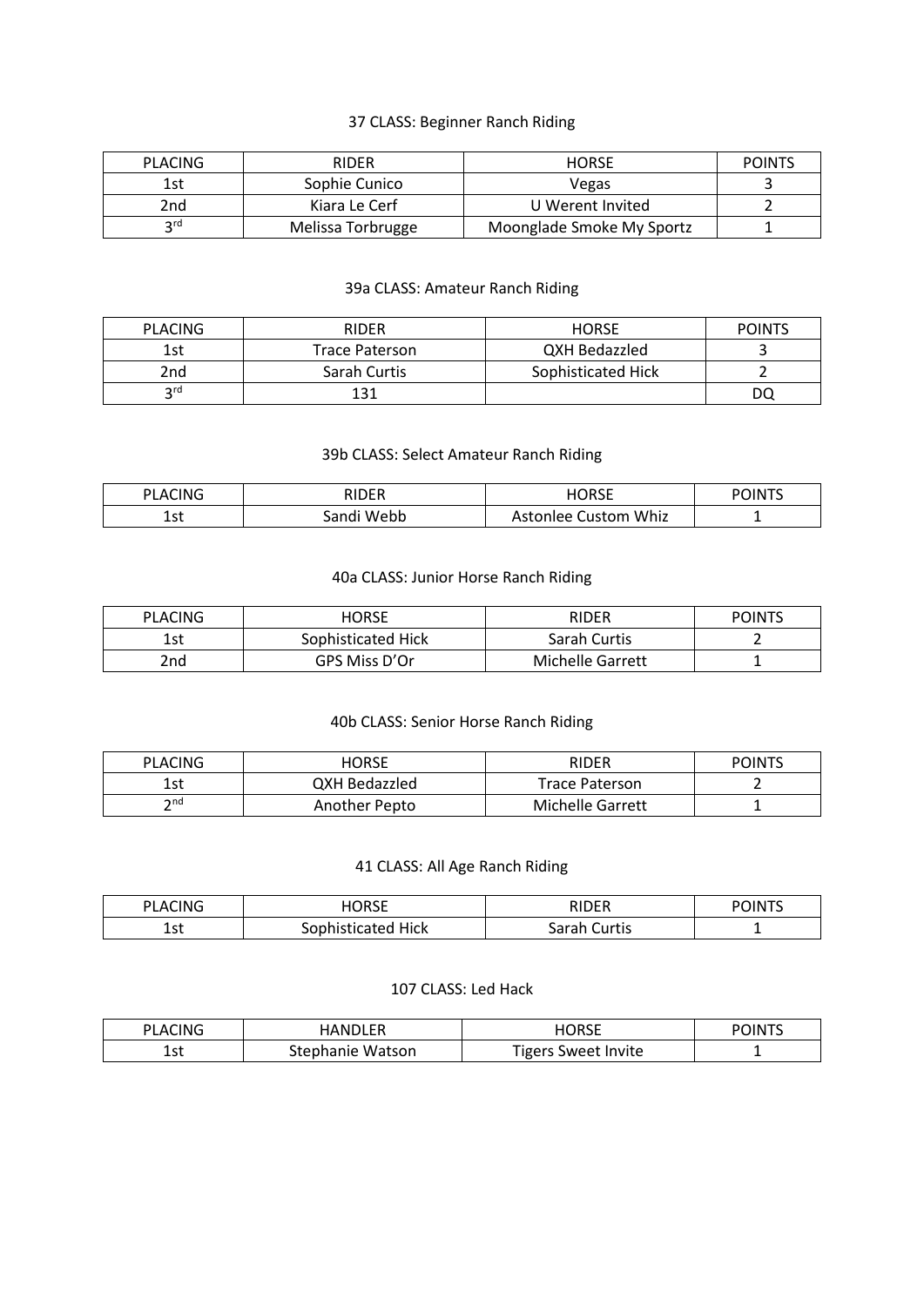### 37 CLASS: Beginner Ranch Riding

| PLACING | RIDER | HORSE | POINTS |
|---|---|---|---|
| 1st | Sophie Cunico | Vegas | 3 |
| 2nd | Kiara Le Cerf | U Werent Invited | 2 |
| 3rd | Melissa Torbrugge | Moonglade Smoke My Sportz | 1 |

### 39a CLASS: Amateur Ranch Riding

| PLACING | RIDER | HORSE | POINTS |
|---|---|---|---|
| 1st | Trace Paterson | QXH Bedazzled | 3 |
| 2nd | Sarah Curtis | Sophisticated Hick | 2 |
| 3rd | 131 | | DQ |

### 39b CLASS: Select Amateur Ranch Riding

| PLACING | RIDER | HORSE | POINTS |
|---|---|---|---|
| 1st | Sandi Webb | Astonlee Custom Whiz | 1 |

### 40a CLASS: Junior Horse Ranch Riding

| PLACING | HORSE | RIDER | POINTS |
|---|---|---|---|
| 1st | Sophisticated Hick | Sarah Curtis | 2 |
| 2nd | GPS Miss D'Or | Michelle Garrett | 1 |

### 40b CLASS: Senior Horse Ranch Riding

| PLACING | HORSE | RIDER | POINTS |
|---|---|---|---|
| 1st | QXH Bedazzled | Trace Paterson | 2 |
| 2nd | Another Pepto | Michelle Garrett | 1 |

### 41 CLASS: All Age Ranch Riding

| PLACING | HORSE | RIDER | POINTS |
|---|---|---|---|
| 1st | Sophisticated Hick | Sarah Curtis | 1 |

### 107 CLASS: Led Hack

| PLACING | HANDLER | HORSE | POINTS |
|---|---|---|---|
| 1st | Stephanie Watson | Tigers Sweet Invite | 1 |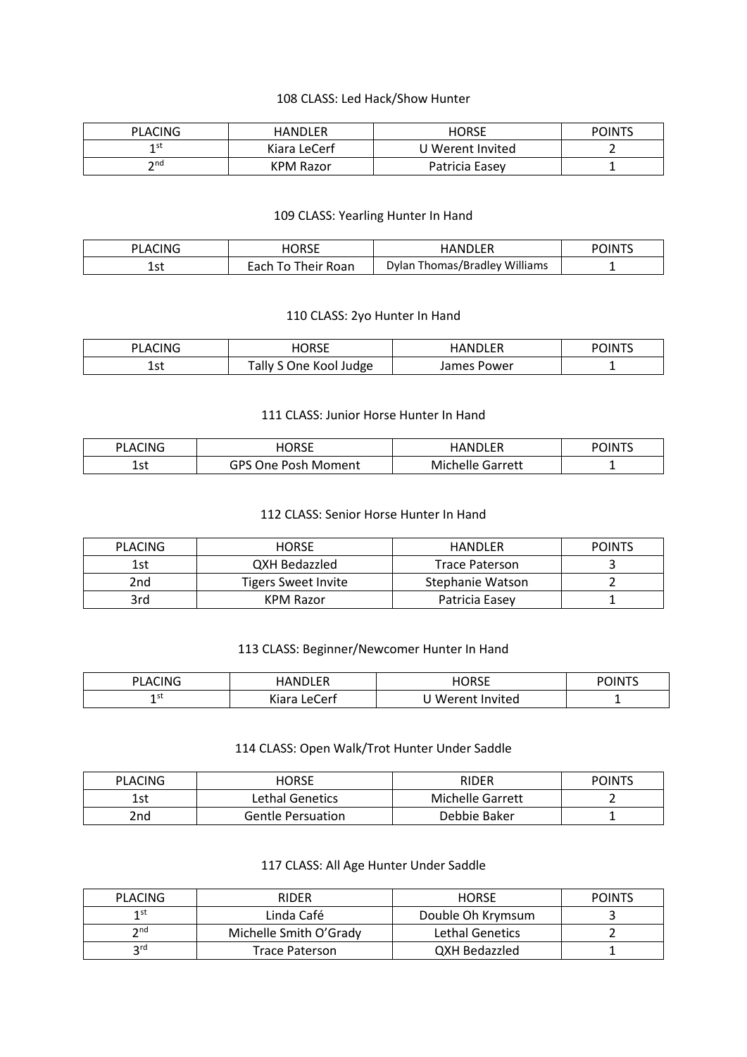108 CLASS: Led Hack/Show Hunter

| PLACING | HANDLER | HORSE | POINTS |
| --- | --- | --- | --- |
| 1st | Kiara LeCerf | U Werent Invited | 2 |
| 2nd | KPM Razor | Patricia Easey | 1 |

109 CLASS: Yearling Hunter In Hand

| PLACING | HORSE | HANDLER | POINTS |
| --- | --- | --- | --- |
| 1st | Each To Their Roan | Dylan Thomas/Bradley Williams | 1 |

110 CLASS: 2yo Hunter In Hand

| PLACING | HORSE | HANDLER | POINTS |
| --- | --- | --- | --- |
| 1st | Tally S One Kool Judge | James Power | 1 |

111 CLASS: Junior Horse Hunter In Hand

| PLACING | HORSE | HANDLER | POINTS |
| --- | --- | --- | --- |
| 1st | GPS One Posh Moment | Michelle Garrett | 1 |

112 CLASS: Senior Horse Hunter In Hand

| PLACING | HORSE | HANDLER | POINTS |
| --- | --- | --- | --- |
| 1st | QXH Bedazzled | Trace Paterson | 3 |
| 2nd | Tigers Sweet Invite | Stephanie Watson | 2 |
| 3rd | KPM Razor | Patricia Easey | 1 |

113 CLASS: Beginner/Newcomer Hunter In Hand

| PLACING | HANDLER | HORSE | POINTS |
| --- | --- | --- | --- |
| 1st | Kiara LeCerf | U Werent Invited | 1 |

114 CLASS: Open Walk/Trot Hunter Under Saddle

| PLACING | HORSE | RIDER | POINTS |
| --- | --- | --- | --- |
| 1st | Lethal Genetics | Michelle Garrett | 2 |
| 2nd | Gentle Persuation | Debbie Baker | 1 |

117 CLASS: All Age Hunter Under Saddle

| PLACING | RIDER | HORSE | POINTS |
| --- | --- | --- | --- |
| 1st | Linda Café | Double Oh Krymsum | 3 |
| 2nd | Michelle Smith O'Grady | Lethal Genetics | 2 |
| 3rd | Trace Paterson | QXH Bedazzled | 1 |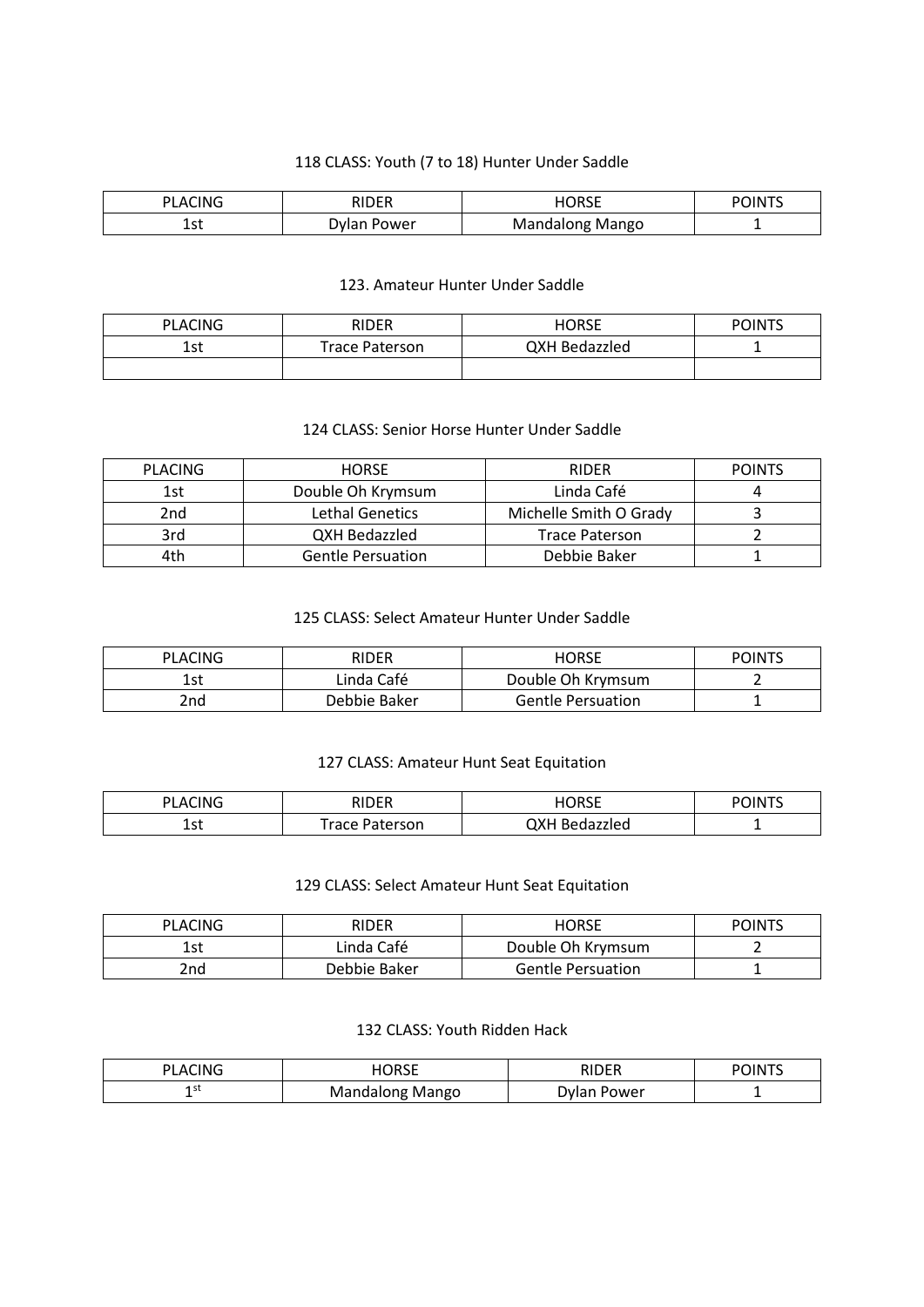118 CLASS: Youth (7 to 18) Hunter Under Saddle

| PLACING | RIDER | HORSE | POINTS |
|---|---|---|---|
| 1st | Dylan Power | Mandalong Mango | 1 |

123. Amateur Hunter Under Saddle

| PLACING | RIDER | HORSE | POINTS |
|---|---|---|---|
| 1st | Trace Paterson | QXH Bedazzled | 1 |
| | | | |

124 CLASS: Senior Horse Hunter Under Saddle

| PLACING | HORSE | RIDER | POINTS |
|---|---|---|---|
| 1st | Double Oh Krymsum | Linda Café | 4 |
| 2nd | Lethal Genetics | Michelle Smith O Grady | 3 |
| 3rd | QXH Bedazzled | Trace Paterson | 2 |
| 4th | Gentle Persuation | Debbie Baker | 1 |

125 CLASS: Select Amateur Hunter Under Saddle

| PLACING | RIDER | HORSE | POINTS |
|---|---|---|---|
| 1st | Linda Café | Double Oh Krymsum | 2 |
| 2nd | Debbie Baker | Gentle Persuation | 1 |

127 CLASS: Amateur Hunt Seat Equitation

| PLACING | RIDER | HORSE | POINTS |
|---|---|---|---|
| 1st | Trace Paterson | QXH Bedazzled | 1 |

129 CLASS: Select Amateur Hunt Seat Equitation

| PLACING | RIDER | HORSE | POINTS |
|---|---|---|---|
| 1st | Linda Café | Double Oh Krymsum | 2 |
| 2nd | Debbie Baker | Gentle Persuation | 1 |

132 CLASS: Youth Ridden Hack

| PLACING | HORSE | RIDER | POINTS |
|---|---|---|---|
| 1st | Mandalong Mango | Dylan Power | 1 |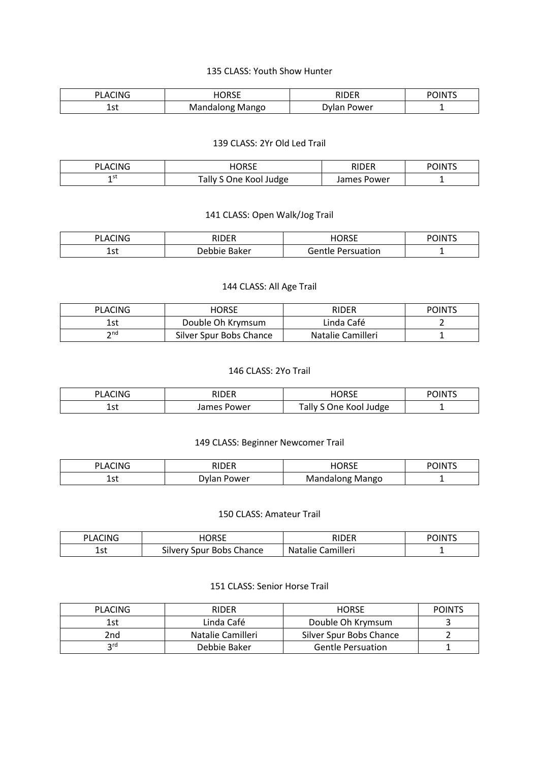135 CLASS: Youth Show Hunter

| PLACING | HORSE | RIDER | POINTS |
|---|---|---|---|
| 1st | Mandalong Mango | Dylan Power | 1 |

139 CLASS: 2Yr Old Led Trail

| PLACING | HORSE | RIDER | POINTS |
|---|---|---|---|
| 1st | Tally S One Kool Judge | James Power | 1 |

141 CLASS: Open Walk/Jog Trail

| PLACING | RIDER | HORSE | POINTS |
|---|---|---|---|
| 1st | Debbie Baker | Gentle Persuation | 1 |

144 CLASS: All Age Trail

| PLACING | HORSE | RIDER | POINTS |
|---|---|---|---|
| 1st | Double Oh Krymsum | Linda Café | 2 |
| 2nd | Silver Spur Bobs Chance | Natalie Camilleri | 1 |

146 CLASS: 2Yo Trail

| PLACING | RIDER | HORSE | POINTS |
|---|---|---|---|
| 1st | James Power | Tally S One Kool Judge | 1 |

149 CLASS: Beginner Newcomer Trail

| PLACING | RIDER | HORSE | POINTS |
|---|---|---|---|
| 1st | Dylan Power | Mandalong Mango | 1 |

150 CLASS: Amateur Trail

| PLACING | HORSE | RIDER | POINTS |
|---|---|---|---|
| 1st | Silvery Spur Bobs Chance | Natalie Camilleri | 1 |

151 CLASS: Senior Horse Trail

| PLACING | RIDER | HORSE | POINTS |
|---|---|---|---|
| 1st | Linda Café | Double Oh Krymsum | 3 |
| 2nd | Natalie Camilleri | Silver Spur Bobs Chance | 2 |
| 3rd | Debbie Baker | Gentle Persuation | 1 |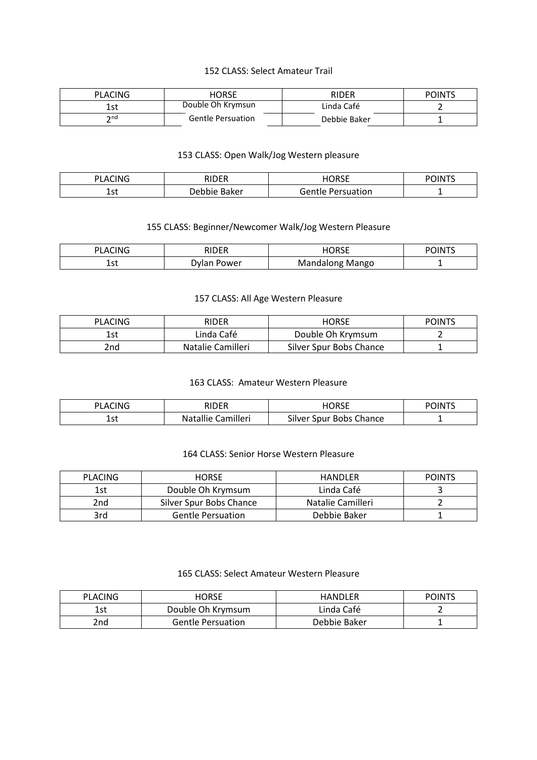152 CLASS: Select Amateur Trail

| PLACING | HORSE | RIDER | POINTS |
|---|---|---|---|
| 1st | Double Oh Krymsun | Linda Café | 2 |
| 2nd | Gentle Persuation | Debbie Baker | 1 |

153 CLASS: Open Walk/Jog Western pleasure

| PLACING | RIDER | HORSE | POINTS |
|---|---|---|---|
| 1st | Debbie Baker | Gentle Persuation | 1 |

155 CLASS: Beginner/Newcomer Walk/Jog Western Pleasure

| PLACING | RIDER | HORSE | POINTS |
|---|---|---|---|
| 1st | Dylan Power | Mandalong Mango | 1 |

157 CLASS: All Age Western Pleasure

| PLACING | RIDER | HORSE | POINTS |
|---|---|---|---|
| 1st | Linda Café | Double Oh Krymsum | 2 |
| 2nd | Natalie Camilleri | Silver Spur Bobs Chance | 1 |

163 CLASS: Amateur Western Pleasure

| PLACING | RIDER | HORSE | POINTS |
|---|---|---|---|
| 1st | Natallie Camilleri | Silver Spur Bobs Chance | 1 |

164 CLASS: Senior Horse Western Pleasure

| PLACING | HORSE | HANDLER | POINTS |
|---|---|---|---|
| 1st | Double Oh Krymsum | Linda Café | 3 |
| 2nd | Silver Spur Bobs Chance | Natalie Camilleri | 2 |
| 3rd | Gentle Persuation | Debbie Baker | 1 |

165 CLASS: Select Amateur Western Pleasure

| PLACING | HORSE | HANDLER | POINTS |
|---|---|---|---|
| 1st | Double Oh Krymsum | Linda Café | 2 |
| 2nd | Gentle Persuation | Debbie Baker | 1 |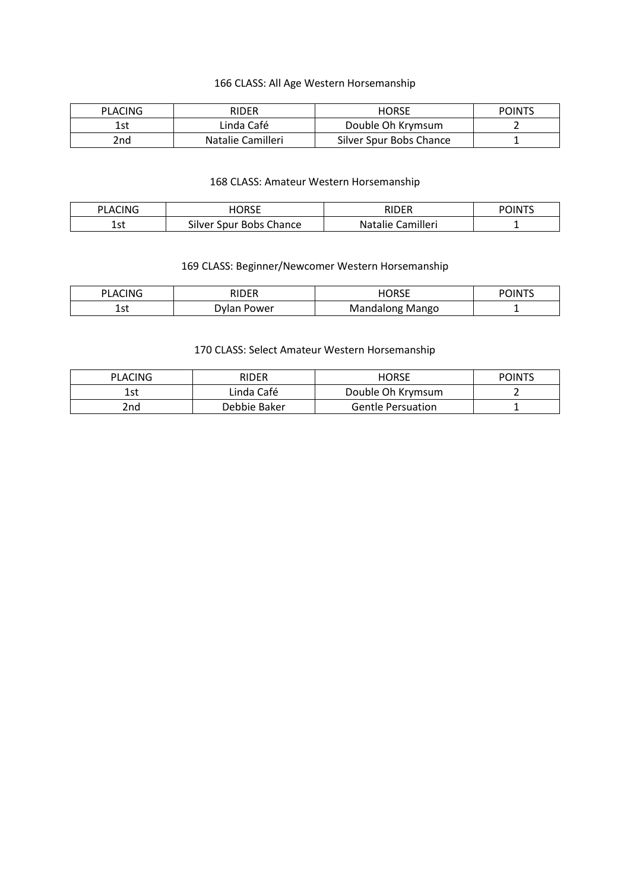166 CLASS: All Age Western Horsemanship

| PLACING | RIDER | HORSE | POINTS |
|---|---|---|---|
| 1st | Linda Café | Double Oh Krymsum | 2 |
| 2nd | Natalie Camilleri | Silver Spur Bobs Chance | 1 |

168 CLASS: Amateur Western Horsemanship

| PLACING | HORSE | RIDER | POINTS |
|---|---|---|---|
| 1st | Silver Spur Bobs Chance | Natalie Camilleri | 1 |

169 CLASS: Beginner/Newcomer Western Horsemanship

| PLACING | RIDER | HORSE | POINTS |
|---|---|---|---|
| 1st | Dylan Power | Mandalong Mango | 1 |

170 CLASS: Select Amateur Western Horsemanship

| PLACING | RIDER | HORSE | POINTS |
|---|---|---|---|
| 1st | Linda Café | Double Oh Krymsum | 2 |
| 2nd | Debbie Baker | Gentle Persuation | 1 |